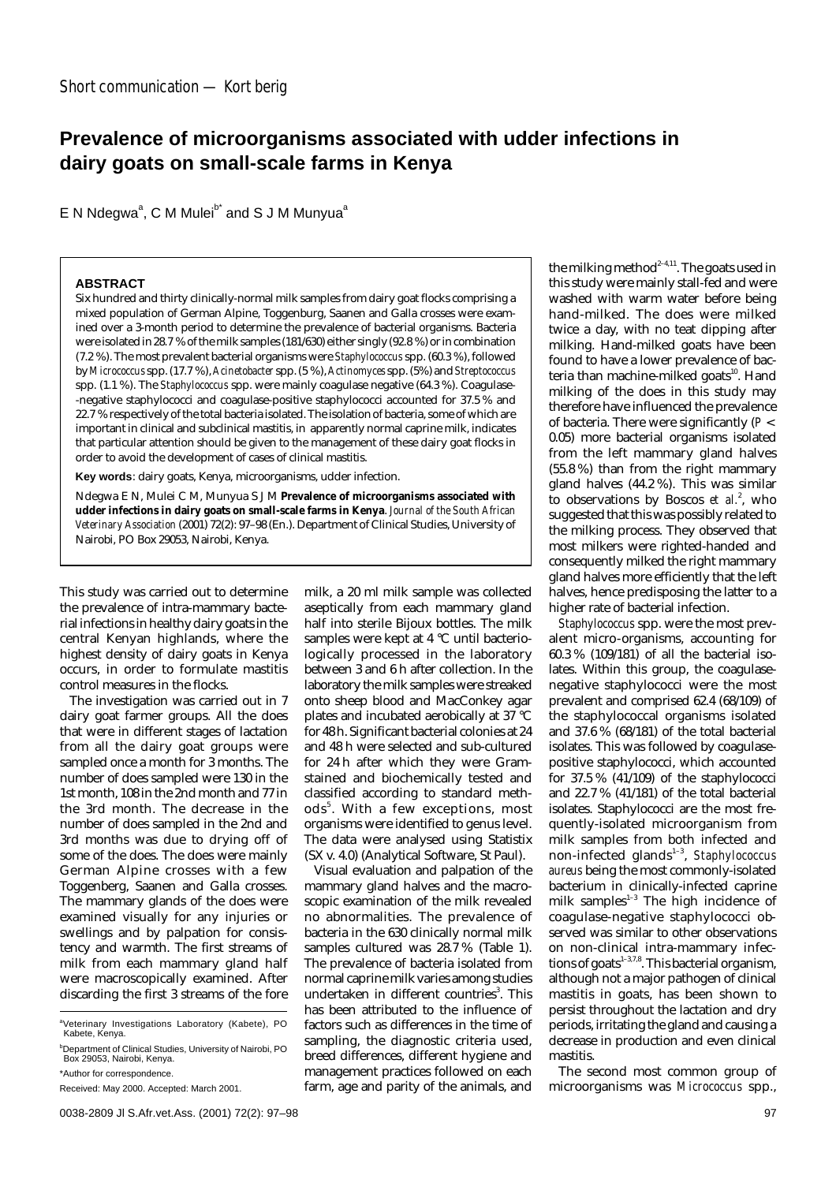Short communication — Kort berig

# Prevalence of microorganisms associated with udder infections in dairy goats on small-scale farms in Kenya

E N Ndegwa[a], C M Mulei[b*] and S J M Munyua[a]

## ABSTRACT

Six hundred and thirty clinically-normal milk samples from dairy goat flocks comprising a mixed population of German Alpine, Toggenburg, Saanen and Galla crosses were examined over a 3-month period to determine the prevalence of bacterial organisms. Bacteria were isolated in 28.7 % of the milk samples (181/630) either singly (92.8 %) or in combination (7.2 %). The most prevalent bacterial organisms were *Staphylococcus* spp. (60.3 %), followed by *Micrococcus* spp. (17.7 %), *Acinetobacter* spp. (5 %), *Actinomyces* spp. (5%) and *Streptococcus* spp. (1.1 %). The *Staphylococcus* spp. were mainly coagulase negative (64.3 %). Coagulase--negative staphylococci and coagulase-positive staphylococci accounted for 37.5 % and 22.7 % respectively of the total bacteria isolated. The isolation of bacteria, some of which are important in clinical and subclinical mastitis, in apparently normal caprine milk, indicates that particular attention should be given to the management of these dairy goat flocks in order to avoid the development of cases of clinical mastitis.

**Key words**: dairy goats, Kenya, microorganisms, udder infection.

Ndegwa E N, Mulei C M, Munyua S J M **Prevalence of microorganisms associated with udder infections in dairy goats on small-scale farms in Kenya**. *Journal of the South African Veterinary Association* (2001) 72(2): 97–98 (En.). Department of Clinical Studies, University of Nairobi, PO Box 29053, Nairobi, Kenya.

This study was carried out to determine the prevalence of intra-mammary bacterial infections in healthy dairy goats in the central Kenyan highlands, where the highest density of dairy goats in Kenya occurs, in order to formulate mastitis control measures in the flocks.

The investigation was carried out in 7 dairy goat farmer groups. All the does that were in different stages of lactation from all the dairy goat groups were sampled once a month for 3 months. The number of does sampled were 130 in the 1st month, 108 in the 2nd month and 77 in the 3rd month. The decrease in the number of does sampled in the 2nd and 3rd months was due to drying off of some of the does. The does were mainly German Alpine crosses with a few Toggenburg, Saanen and Galla crosses. The mammary glands of the does were examined visually for any injuries or swellings and by palpation for consistency and warmth. The first streams of milk from each mammary gland half were macroscopically examined. After discarding the first 3 streams of the fore milk, a 20 ml milk sample was collected aseptically from each mammary gland half into sterile Bijoux bottles. The milk samples were kept at 4 °C until bacteriologically processed in the laboratory between 3 and 6 h after collection. In the laboratory the milk samples were streaked onto sheep blood and MacConkey agar plates and incubated aerobically at 37 °C for 48 h. Significant bacterial colonies at 24 and 48 h were selected and sub-cultured for 24 h after which they were Gram-stained and biochemically tested and classified according to standard methods[5]. With a few exceptions, most organisms were identified to genus level. The data were analysed using Statistix (SX v. 4.0) (Analytical Software, St Paul).

Visual evaluation and palpation of the mammary gland halves and the macroscopic examination of the milk revealed no abnormalities. The prevalence of bacteria in the 630 clinically normal milk samples cultured was 28.7 % (Table 1). The prevalence of bacteria isolated from normal caprine milk varies among studies undertaken in different countries[3]. This has been attributed to the influence of factors such as differences in the time of sampling, the diagnostic criteria used, breed differences, different hygiene and management practices followed on each farm, age and parity of the animals, and the milking method[2–4,11]. The goats used in this study were mainly stall-fed and were washed with warm water before being hand-milked. The does were milked twice a day, with no teat dipping after milking. Hand-milked goats have been found to have a lower prevalence of bacteria than machine-milked goats[10]. Hand milking of the does in this study may therefore have influenced the prevalence of bacteria. There were significantly ($P < 0.05$) more bacterial organisms isolated from the left mammary gland halves (55.8 %) than from the right mammary gland halves (44.2 %). This was similar to observations by Boscos *et al.*[2], who suggested that this was possibly related to the milking process. They observed that most milkers were righted-handed and consequently milked the right mammary gland halves more efficiently that the left halves, hence predisposing the latter to a higher rate of bacterial infection.

*Staphylococcus* spp. were the most prevalent micro-organisms, accounting for 60.3 % (109/181) of all the bacterial isolates. Within this group, the coagulase-negative staphylococci were the most prevalent and comprised 62.4 (68/109) of the staphylococcal organisms isolated and 37.6 % (68/181) of the total bacterial isolates. This was followed by coagulase-positive staphylococci, which accounted for 37.5 % (41/109) of the staphylococci and 22.7 % (41/181) of the total bacterial isolates. Staphylococci are the most frequently-isolated microorganism from milk samples from both infected and non-infected glands[1–3], *Staphylococcus aureus* being the most commonly-isolated bacterium in clinically-infected caprine milk samples[1–3] The high incidence of coagulase-negative staphylococci observed was similar to other observations on non-clinical intra-mammary infections of goats[1–3,7,8]. This bacterial organism, although not a major pathogen of clinical mastitis in goats, has been shown to persist throughout the lactation and dry periods, irritating the gland and causing a decrease in production and even clinical mastitis.

The second most common group of microorganisms was *Micrococcus* spp.,

[a]Veterinary Investigations Laboratory (Kabete), PO Kabete, Kenya.

[b]Department of Clinical Studies, University of Nairobi, PO Box 29053, Nairobi, Kenya.

*Author for correspondence.

Received: May 2000. Accepted: March 2001.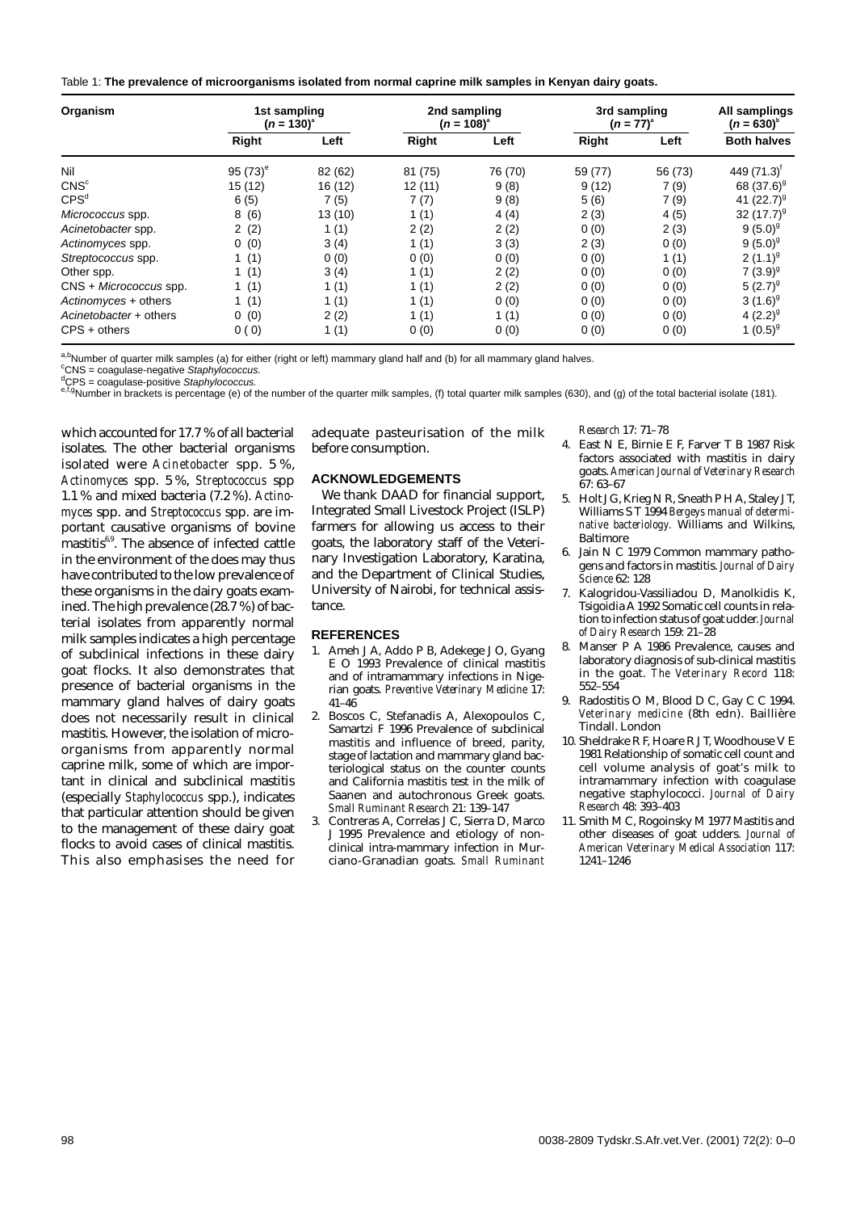Table 1: **The prevalence of microorganisms isolated from normal caprine milk samples in Kenyan dairy goats.**

| Organism | 1st sampling ($n$ = 130)[a] | | 2nd sampling ($n$ = 108)[a] | | 3rd sampling ($n$ = 77)[a] | | All samplings ($n$ = 630)[b] |
|---|---|---|---|---|---|---|---|
| | Right | Left | Right | Left | Right | Left | Both halves |
| Nil | 95 (73)[e] | 82 (62) | 81 (75) | 76 (70) | 59 (77) | 56 (73) | 449 (71.3)[f] |
| CNS[c] | 15 (12) | 16 (12) | 12 (11) | 9 (8) | 9 (12) | 7 (9) | 68 (37.6)[g] |
| CPS[d] | 6 (5) | 7 (5) | 7 (7) | 9 (8) | 5 (6) | 7 (9) | 41 (22.7)[g] |
| *Micrococcus* spp. | 8 (6) | 13 (10) | 1 (1) | 4 (4) | 2 (3) | 4 (5) | 32 (17.7)[g] |
| *Acinetobacter* spp. | 2 (2) | 1 (1) | 2 (2) | 2 (2) | 0 (0) | 2 (3) | 9 (5.0)[g] |
| *Actinomyces* spp. | 0 (0) | 3 (4) | 1 (1) | 3 (3) | 2 (3) | 0 (0) | 9 (5.0)[g] |
| *Streptococcus* spp. | 1 (1) | 0 (0) | 0 (0) | 0 (0) | 0 (0) | 1 (1) | 2 (1.1)[g] |
| Other spp. | 1 (1) | 3 (4) | 1 (1) | 2 (2) | 0 (0) | 0 (0) | 7 (3.9)[g] |
| CNS + *Micrococcus* spp. | 1 (1) | 1 (1) | 1 (1) | 2 (2) | 0 (0) | 0 (0) | 5 (2.7)[g] |
| *Actinomyces* + others | 1 (1) | 1 (1) | 1 (1) | 0 (0) | 0 (0) | 0 (0) | 3 (1.6)[g] |
| *Acinetobacter* + others | 0 (0) | 2 (2) | 1 (1) | 1 (1) | 0 (0) | 0 (0) | 4 (2.2)[g] |
| CPS + others | 0 (0) | 1 (1) | 0 (0) | 0 (0) | 0 (0) | 0 (0) | 1 (0.5)[g] |

[a,b]Number of quarter milk samples (a) for either (right or left) mammary gland half and (b) for all mammary gland halves.
[c]CNS = coagulase-negative *Staphylococcus*.
[d]CPS = coagulase-positive *Staphylococcus*.
[e,f,g]Number in brackets is percentage (e) of the number of the quarter milk samples, (f) total quarter milk samples (630), and (g) of the total bacterial isolate (181).

which accounted for 17.7 % of all bacterial isolates. The other bacterial organisms isolated were *Acinetobacter* spp. 5 %, *Actinomyces* spp. 5 %, *Streptococcus* spp 1.1 % and mixed bacteria (7.2 %). *Actinomyces* spp. and *Streptococcus* spp. are important causative organisms of bovine mastitis[6,9]. The absence of infected cattle in the environment of the does may thus have contributed to the low prevalence of these organisms in the dairy goats examined. The high prevalence (28.7 %) of bacterial isolates from apparently normal milk samples indicates a high percentage of subclinical infections in these dairy goat flocks. It also demonstrates that presence of bacterial organisms in the mammary gland halves of dairy goats does not necessarily result in clinical mastitis. However, the isolation of microorganisms from apparently normal caprine milk, some of which are important in clinical and subclinical mastitis (especially *Staphylococcus* spp.), indicates that particular attention should be given to the management of these dairy goat flocks to avoid cases of clinical mastitis. This also emphasises the need for adequate pasteurisation of the milk before consumption.

## ACKNOWLEDGEMENTS

We thank DAAD for financial support, Integrated Small Livestock Project (ISLP) farmers for allowing us access to their goats, the laboratory staff of the Veterinary Investigation Laboratory, Karatina, and the Department of Clinical Studies, University of Nairobi, for technical assistance.

## REFERENCES

1. Ameh J A, Addo P B, Adekege J O, Gyang E O 1993 Prevalence of clinical mastitis and of intramammary infections in Nigerian goats. *Preventive Veterinary Medicine* 17: 41–46
2. Boscos C, Stefanadis A, Alexopoulos C, Samartzi F 1996 Prevalence of subclinical mastitis and influence of breed, parity, stage of lactation and mammary gland bacteriological status on the counter counts and California mastitis test in the milk of Saanen and autochronous Greek goats. *Small Ruminant Research* 21: 139–147
3. Contreras A, Correlas J C, Sierra D, Marco J 1995 Prevalence and etiology of nonclinical intra-mammary infection in Murciano-Granadian goats. *Small Ruminant Research* 17: 71–78
4. East N E, Birnie E F, Farver T B 1987 Risk factors associated with mastitis in dairy goats. *American Journal of Veterinary Research* 67: 63–67
5. Holt J G, Krieg N R, Sneath P H A, Staley J T, Williams S T 1994 *Bergeys manual of determinative bacteriology*. Williams and Wilkins, Baltimore
6. Jain N C 1979 Common mammary pathogens and factors in mastitis. *Journal of Dairy Science* 62: 128
7. Kalogridou-Vassiliadou D, Manolkidis K, Tsigoidia A 1992 Somatic cell counts in relation to infection status of goat udder. *Journal of Dairy Research* 159: 21–28
8. Manser P A 1986 Prevalence, causes and laboratory diagnosis of sub-clinical mastitis in the goat. *The Veterinary Record* 118: 552–554
9. Radostitis O M, Blood D C, Gay C C 1994. *Veterinary medicine* (8th edn). Baillière Tindall. London
10. Sheldrake R F, Hoare R J T, Woodhouse V E 1981 Relationship of somatic cell count and cell volume analysis of goat's milk to intramammary infection with coagulase negative staphylococci. *Journal of Dairy Research* 48: 393–403
11. Smith M C, Rogoinsky M 1977 Mastitis and other diseases of goat udders. *Journal of American Veterinary Medical Association* 117: 1241–1246